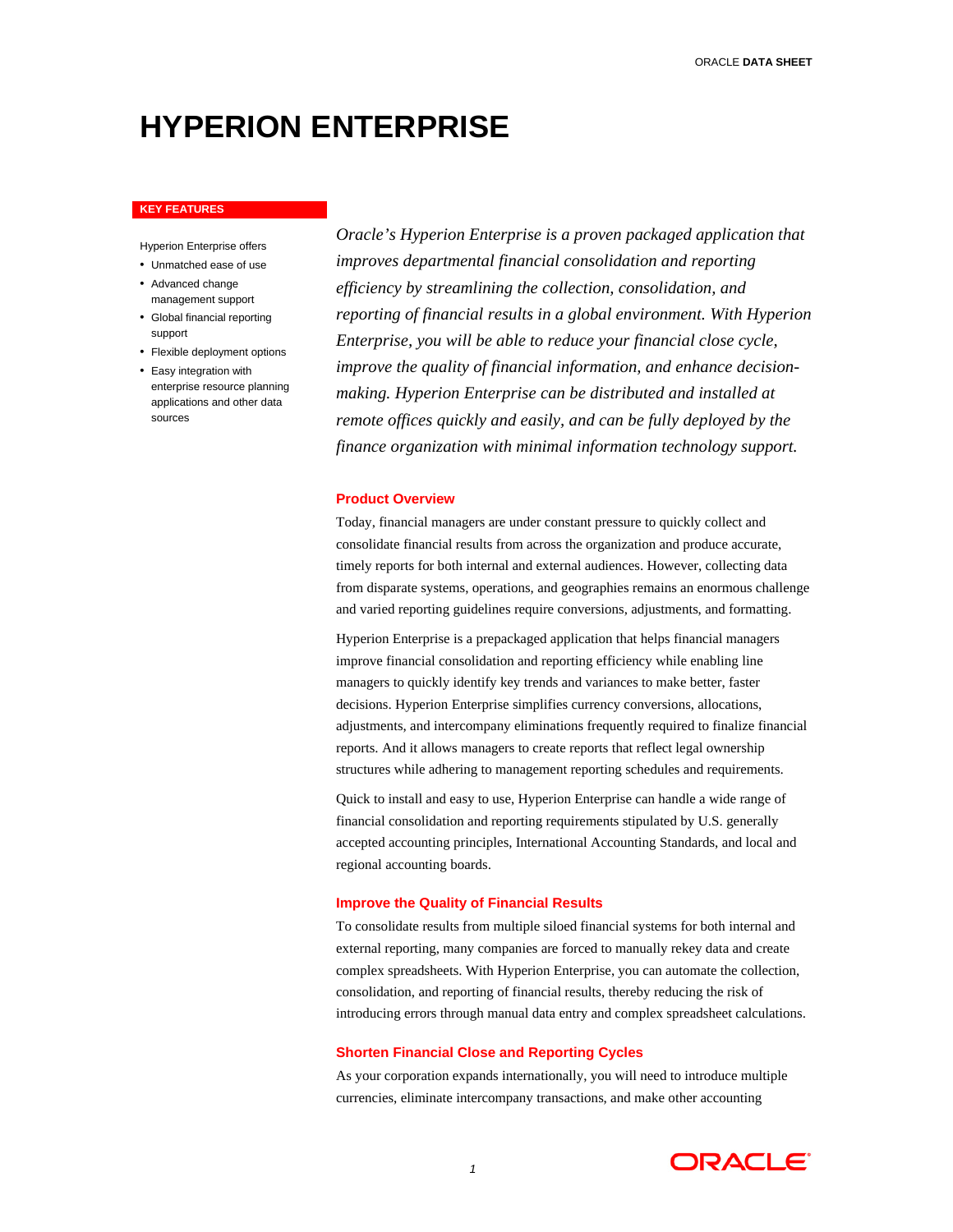# HYPERION ENTERPRISE

**KEY FEATURES**

Hyperion Enterprise offers

- Unmatched ease of use
- Advanced change management support
- Global financial reporting support
- Flexible deployment options
- Easy integration with enterprise resource planning applications and other data sources

*Oracle's Hyperion Enterprise is a proven packaged application that improves departmental financial consolidation and reporting efficiency by streamlining the collection, consolidation, and reporting of financial results in a global environment. With Hyperion Enterprise, you will be able to reduce your financial close cycle, improve the quality of financial information, and enhance decision-making. Hyperion Enterprise can be distributed and installed at remote offices quickly and easily, and can be fully deployed by the finance organization with minimal information technology support.*

## Product Overview

Today, financial managers are under constant pressure to quickly collect and consolidate financial results from across the organization and produce accurate, timely reports for both internal and external audiences. However, collecting data from disparate systems, operations, and geographies remains an enormous challenge and varied reporting guidelines require conversions, adjustments, and formatting.

Hyperion Enterprise is a prepackaged application that helps financial managers improve financial consolidation and reporting efficiency while enabling line managers to quickly identify key trends and variances to make better, faster decisions. Hyperion Enterprise simplifies currency conversions, allocations, adjustments, and intercompany eliminations frequently required to finalize financial reports. And it allows managers to create reports that reflect legal ownership structures while adhering to management reporting schedules and requirements.

Quick to install and easy to use, Hyperion Enterprise can handle a wide range of financial consolidation and reporting requirements stipulated by U.S. generally accepted accounting principles, International Accounting Standards, and local and regional accounting boards.

## Improve the Quality of Financial Results

To consolidate results from multiple siloed financial systems for both internal and external reporting, many companies are forced to manually rekey data and create complex spreadsheets. With Hyperion Enterprise, you can automate the collection, consolidation, and reporting of financial results, thereby reducing the risk of introducing errors through manual data entry and complex spreadsheet calculations.

## Shorten Financial Close and Reporting Cycles

As your corporation expands internationally, you will need to introduce multiple currencies, eliminate intercompany transactions, and make other accounting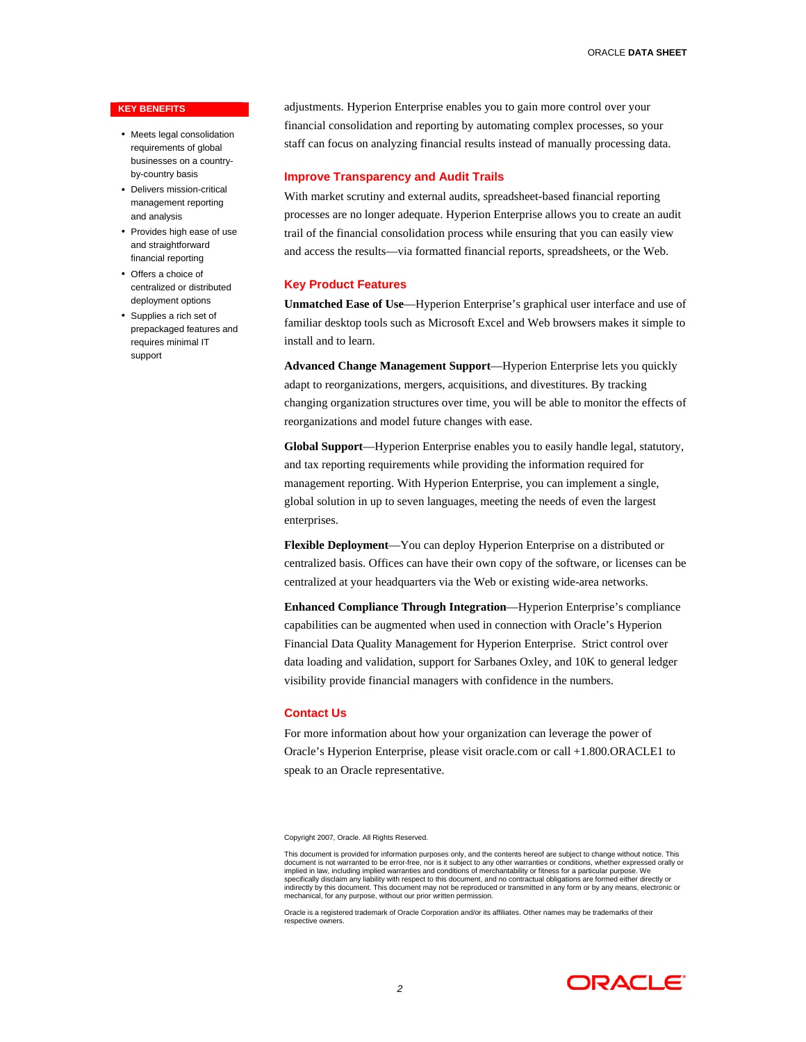**KEY BENEFITS**

- Meets legal consolidation requirements of global businesses on a country-by-country basis
- Delivers mission-critical management reporting and analysis
- Provides high ease of use and straightforward financial reporting
- Offers a choice of centralized or distributed deployment options
- Supplies a rich set of prepackaged features and requires minimal IT support

adjustments. Hyperion Enterprise enables you to gain more control over your financial consolidation and reporting by automating complex processes, so your staff can focus on analyzing financial results instead of manually processing data.

## Improve Transparency and Audit Trails

With market scrutiny and external audits, spreadsheet-based financial reporting processes are no longer adequate. Hyperion Enterprise allows you to create an audit trail of the financial consolidation process while ensuring that you can easily view and access the results—via formatted financial reports, spreadsheets, or the Web.

## Key Product Features

**Unmatched Ease of Use**—Hyperion Enterprise's graphical user interface and use of familiar desktop tools such as Microsoft Excel and Web browsers makes it simple to install and to learn.

**Advanced Change Management Support**—Hyperion Enterprise lets you quickly adapt to reorganizations, mergers, acquisitions, and divestitures. By tracking changing organization structures over time, you will be able to monitor the effects of reorganizations and model future changes with ease.

**Global Support**—Hyperion Enterprise enables you to easily handle legal, statutory, and tax reporting requirements while providing the information required for management reporting. With Hyperion Enterprise, you can implement a single, global solution in up to seven languages, meeting the needs of even the largest enterprises.

**Flexible Deployment**—You can deploy Hyperion Enterprise on a distributed or centralized basis. Offices can have their own copy of the software, or licenses can be centralized at your headquarters via the Web or existing wide-area networks.

**Enhanced Compliance Through Integration**—Hyperion Enterprise's compliance capabilities can be augmented when used in connection with Oracle's Hyperion Financial Data Quality Management for Hyperion Enterprise. Strict control over data loading and validation, support for Sarbanes Oxley, and 10K to general ledger visibility provide financial managers with confidence in the numbers.

## Contact Us

For more information about how your organization can leverage the power of Oracle's Hyperion Enterprise, please visit oracle.com or call +1.800.ORACLE1 to speak to an Oracle representative.

Copyright 2007, Oracle. All Rights Reserved.

This document is provided for information purposes only, and the contents hereof are subject to change without notice. This document is not warranted to be error-free, nor is it subject to any other warranties or conditions, whether expressed orally or implied in law, including implied warranties and conditions of merchantability or fitness for a particular purpose. We specifically disclaim any liability with respect to this document, and no contractual obligations are formed either directly or indirectly by this document. This document may not be reproduced or transmitted in any form or by any means, electronic or mechanical, for any purpose, without our prior written permission.

Oracle is a registered trademark of Oracle Corporation and/or its affiliates. Other names may be trademarks of their respective owners.